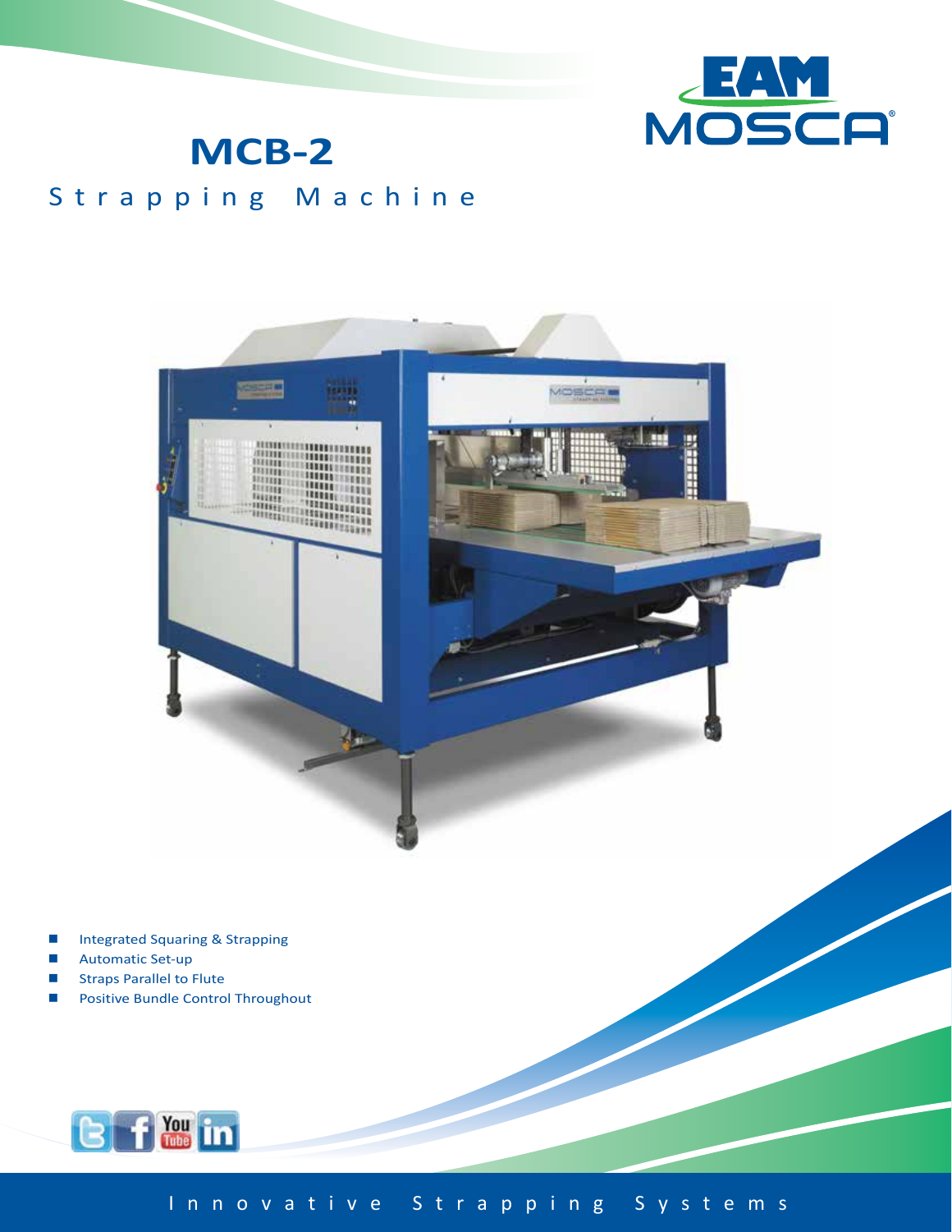# MCB-2

## Strapping Machine

- Integrated Squaring & Strapping
- Automatic Set-up
- Straps Parallel to Flute
- Positive Bundle Control Throughout

Innovative Strapping Systems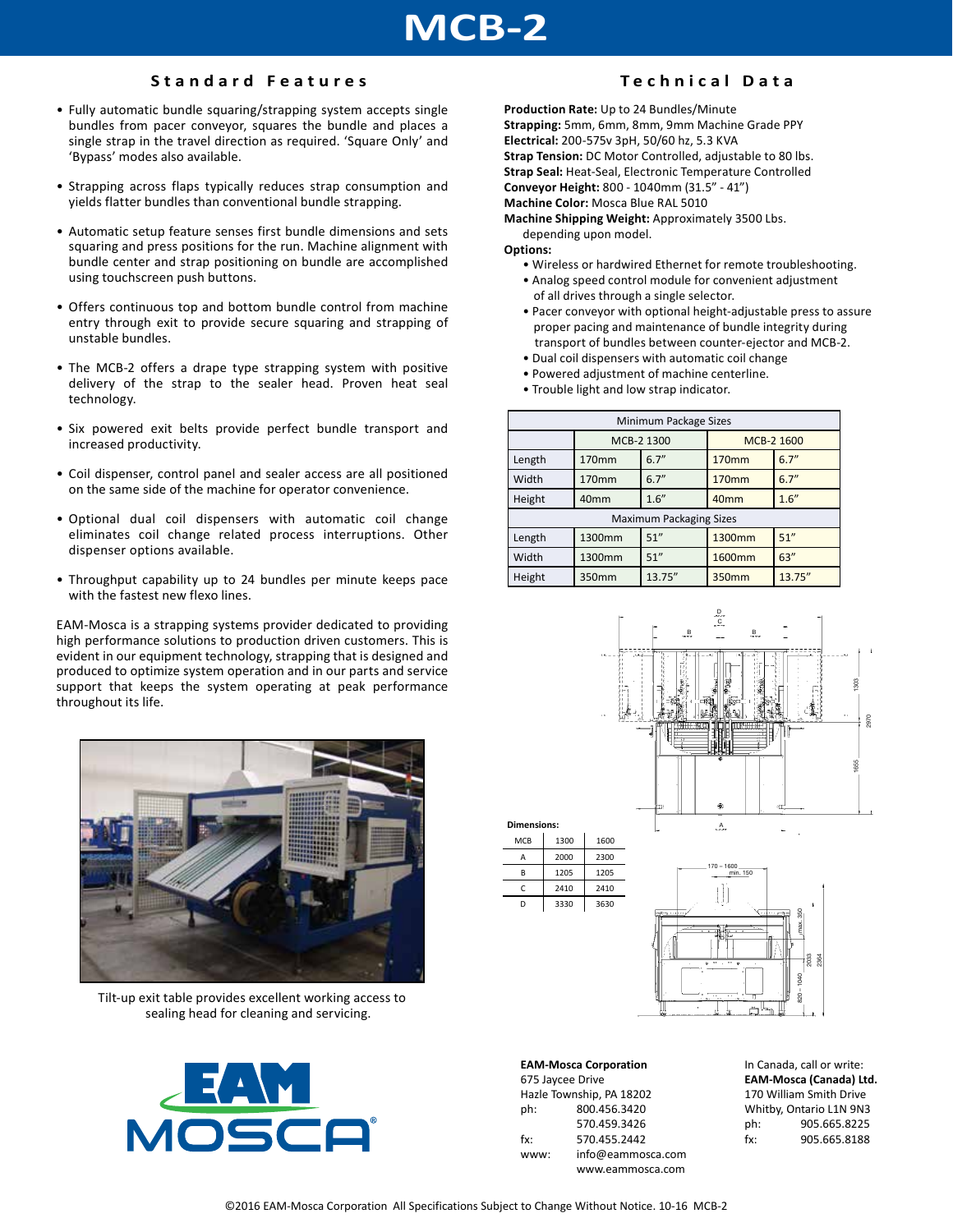# MCB-2

## Standard Features

- Fully automatic bundle squaring/strapping system accepts single bundles from pacer conveyor, squares the bundle and places a single strap in the travel direction as required. 'Square Only' and 'Bypass' modes also available.
- Strapping across flaps typically reduces strap consumption and yields flatter bundles than conventional bundle strapping.
- Automatic setup feature senses first bundle dimensions and sets squaring and press positions for the run. Machine alignment with bundle center and strap positioning on bundle are accomplished using touchscreen push buttons.
- Offers continuous top and bottom bundle control from machine entry through exit to provide secure squaring and strapping of unstable bundles.
- The MCB-2 offers a drape type strapping system with positive delivery of the strap to the sealer head. Proven heat seal technology.
- Six powered exit belts provide perfect bundle transport and increased productivity.
- Coil dispenser, control panel and sealer access are all positioned on the same side of the machine for operator convenience.
- Optional dual coil dispensers with automatic coil change eliminates coil change related process interruptions. Other dispenser options available.
- Throughput capability up to 24 bundles per minute keeps pace with the fastest new flexo lines.

EAM-Mosca is a strapping systems provider dedicated to providing high performance solutions to production driven customers. This is evident in our equipment technology, strapping that is designed and produced to optimize system operation and in our parts and service support that keeps the system operating at peak performance throughout its life.

Tilt-up exit table provides excellent working access to sealing head for cleaning and servicing.

## Technical Data

**Production Rate:** Up to 24 Bundles/Minute
**Strapping:** 5mm, 6mm, 8mm, 9mm Machine Grade PPY
**Electrical:** 200-575v 3pH, 50/60 hz, 5.3 KVA
**Strap Tension:** DC Motor Controlled, adjustable to 80 lbs.
**Strap Seal:** Heat-Seal, Electronic Temperature Controlled
**Conveyor Height:** 800 - 1040mm (31.5" - 41")
**Machine Color:** Mosca Blue RAL 5010
**Machine Shipping Weight:** Approximately 3500 Lbs. depending upon model.

**Options:**

- Wireless or hardwired Ethernet for remote troubleshooting.
- Analog speed control module for convenient adjustment of all drives through a single selector.
- Pacer conveyor with optional height-adjustable press to assure proper pacing and maintenance of bundle integrity during transport of bundles between counter-ejector and MCB-2.
- Dual coil dispensers with automatic coil change
- Powered adjustment of machine centerline.
- Trouble light and low strap indicator.

| | | | | |
|---|---|---|---|---|
| Minimum Package Sizes | | | | |
| | MCB-2 1300 | | MCB-2 1600 | |
| Length | 170mm | 6.7" | 170mm | 6.7" |
| Width | 170mm | 6.7" | 170mm | 6.7" |
| Height | 40mm | 1.6" | 40mm | 1.6" |
| Maximum Packaging Sizes | | | | |
| Length | 1300mm | 51" | 1300mm | 51" |
| Width | 1300mm | 51" | 1600mm | 63" |
| Height | 350mm | 13.75" | 350mm | 13.75" |

**Dimensions:**

| MCB | 1300 | 1600 |
|---|---|---|
| A | 2000 | 2300 |
| B | 1205 | 1205 |
| C | 2410 | 2410 |
| D | 3330 | 3630 |

**EAM-Mosca Corporation**
675 Jaycee Drive
Hazle Township, PA 18202
ph: 800.456.3420
570.459.3426
fx: 570.455.2442
www: info@eammosca.com
www.eammosca.com

In Canada, call or write:
**EAM-Mosca (Canada) Ltd.**
170 William Smith Drive
Whitby, Ontario L1N 9N3
ph: 905.665.8225
fx: 905.665.8188

©2016 EAM-Mosca Corporation All Specifications Subject to Change Without Notice. 10-16 MCB-2